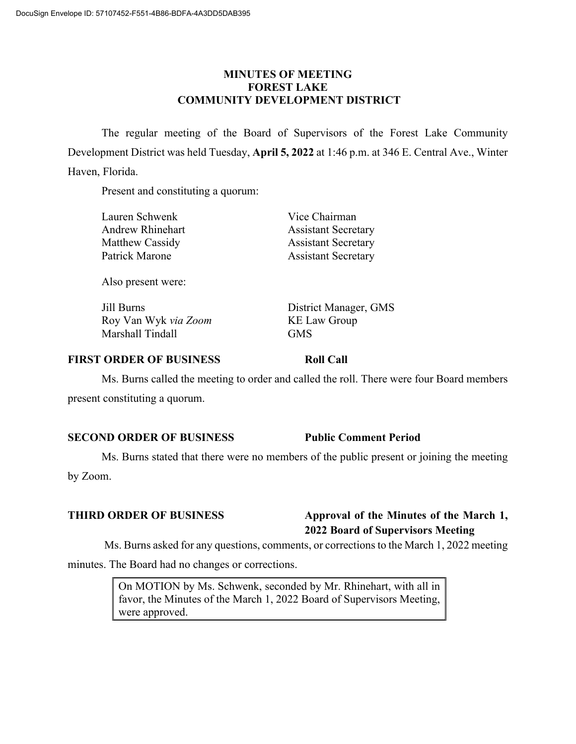DocuSign Envelope ID: 57107452-F551-4B86-BDFA-4A3DD5DAB395

# MINUTES OF MEETING
# FOREST LAKE
# COMMUNITY DEVELOPMENT DISTRICT

The regular meeting of the Board of Supervisors of the Forest Lake Community Development District was held Tuesday, **April 5, 2022** at 1:46 p.m. at 346 E. Central Ave., Winter Haven, Florida.

Present and constituting a quorum:

| | |
|---|---|
| Lauren Schwenk | Vice Chairman |
| Andrew Rhinehart | Assistant Secretary |
| Matthew Cassidy | Assistant Secretary |
| Patrick Marone | Assistant Secretary |

Also present were:

| | |
|---|---|
| Jill Burns | District Manager, GMS |
| Roy Van Wyk *via Zoom* | KE Law Group |
| Marshall Tindall | GMS |

**FIRST ORDER OF BUSINESS** **Roll Call**

Ms. Burns called the meeting to order and called the roll. There were four Board members present constituting a quorum.

**SECOND ORDER OF BUSINESS** **Public Comment Period**

Ms. Burns stated that there were no members of the public present or joining the meeting by Zoom.

**THIRD ORDER OF BUSINESS** **Approval of the Minutes of the March 1, 2022 Board of Supervisors Meeting**

Ms. Burns asked for any questions, comments, or corrections to the March 1, 2022 meeting minutes. The Board had no changes or corrections.

> On MOTION by Ms. Schwenk, seconded by Mr. Rhinehart, with all in favor, the Minutes of the March 1, 2022 Board of Supervisors Meeting, were approved.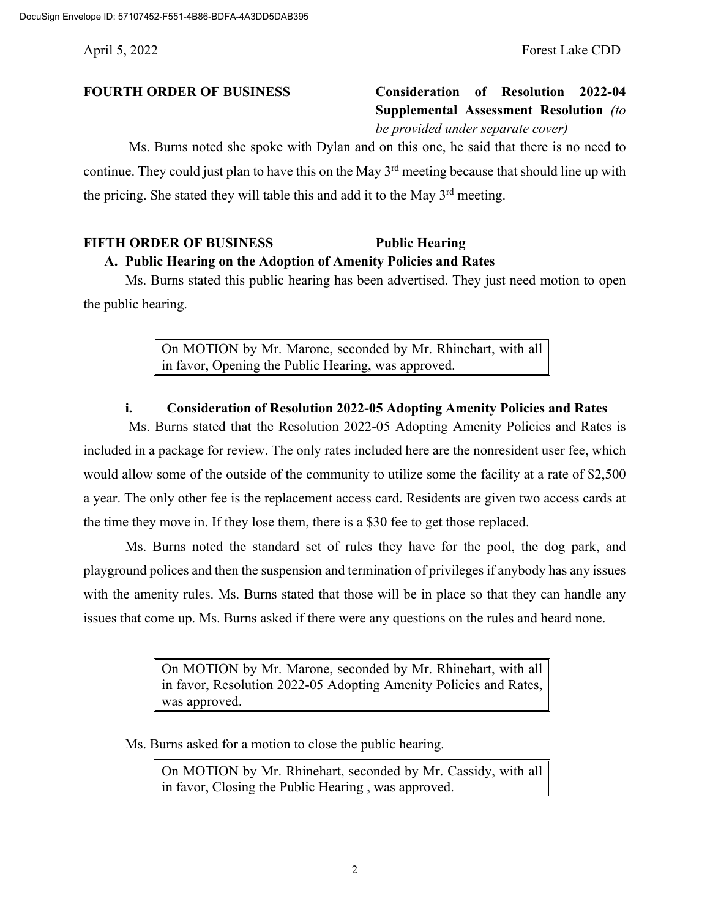**FOURTH ORDER OF BUSINESS** **Consideration of Resolution 2022-04 Supplemental Assessment Resolution** *(to be provided under separate cover)*

Ms. Burns noted she spoke with Dylan and on this one, he said that there is no need to continue. They could just plan to have this on the May 3rd meeting because that should line up with the pricing. She stated they will table this and add it to the May 3rd meeting.

**FIFTH ORDER OF BUSINESS** **Public Hearing**

**A. Public Hearing on the Adoption of Amenity Policies and Rates**

Ms. Burns stated this public hearing has been advertised. They just need motion to open the public hearing.

> On MOTION by Mr. Marone, seconded by Mr. Rhinehart, with all in favor, Opening the Public Hearing, was approved.

**i. Consideration of Resolution 2022-05 Adopting Amenity Policies and Rates**

Ms. Burns stated that the Resolution 2022-05 Adopting Amenity Policies and Rates is included in a package for review. The only rates included here are the nonresident user fee, which would allow some of the outside of the community to utilize some the facility at a rate of $2,500 a year. The only other fee is the replacement access card. Residents are given two access cards at the time they move in. If they lose them, there is a $30 fee to get those replaced.

Ms. Burns noted the standard set of rules they have for the pool, the dog park, and playground polices and then the suspension and termination of privileges if anybody has any issues with the amenity rules. Ms. Burns stated that those will be in place so that they can handle any issues that come up. Ms. Burns asked if there were any questions on the rules and heard none.

> On MOTION by Mr. Marone, seconded by Mr. Rhinehart, with all in favor, Resolution 2022-05 Adopting Amenity Policies and Rates, was approved.

Ms. Burns asked for a motion to close the public hearing.

> On MOTION by Mr. Rhinehart, seconded by Mr. Cassidy, with all in favor, Closing the Public Hearing , was approved.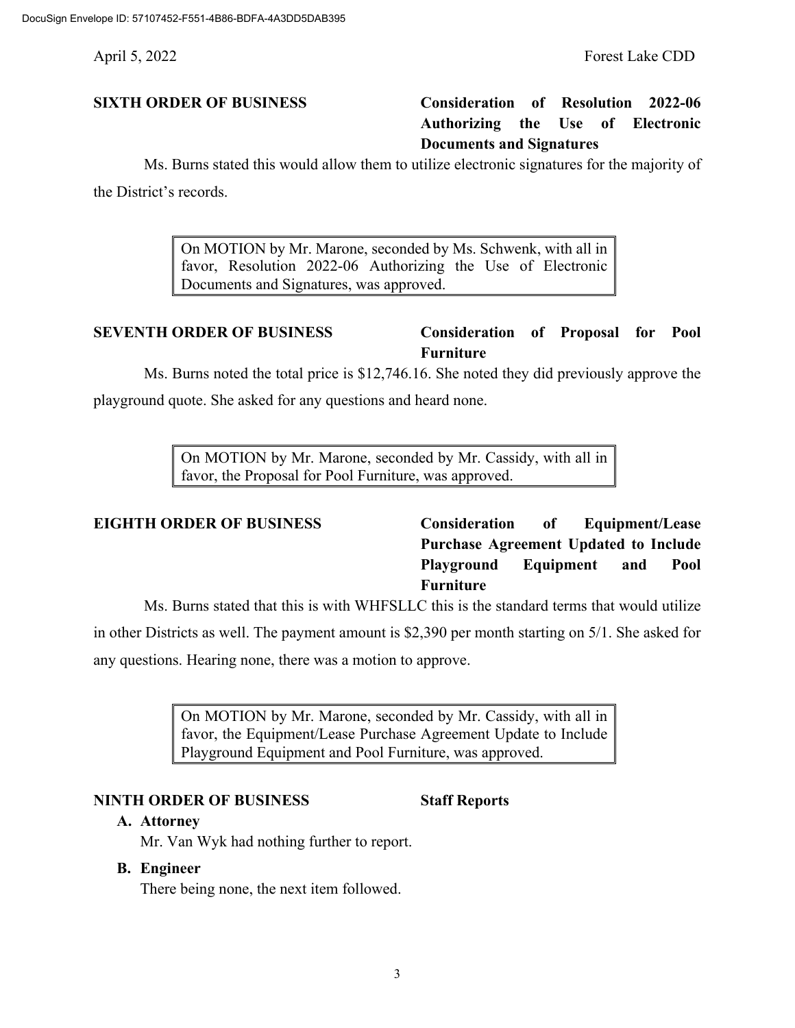**SIXTH ORDER OF BUSINESS** **Consideration of Resolution 2022-06 Authorizing the Use of Electronic Documents and Signatures**

Ms. Burns stated this would allow them to utilize electronic signatures for the majority of the District's records.

> On MOTION by Mr. Marone, seconded by Ms. Schwenk, with all in favor, Resolution 2022-06 Authorizing the Use of Electronic Documents and Signatures, was approved.

**SEVENTH ORDER OF BUSINESS** **Consideration of Proposal for Pool Furniture**

Ms. Burns noted the total price is $12,746.16. She noted they did previously approve the playground quote. She asked for any questions and heard none.

> On MOTION by Mr. Marone, seconded by Mr. Cassidy, with all in favor, the Proposal for Pool Furniture, was approved.

**EIGHTH ORDER OF BUSINESS** **Consideration of Equipment/Lease Purchase Agreement Updated to Include Playground Equipment and Pool Furniture**

Ms. Burns stated that this is with WHFSLLC this is the standard terms that would utilize in other Districts as well. The payment amount is $2,390 per month starting on 5/1. She asked for any questions. Hearing none, there was a motion to approve.

> On MOTION by Mr. Marone, seconded by Mr. Cassidy, with all in favor, the Equipment/Lease Purchase Agreement Update to Include Playground Equipment and Pool Furniture, was approved.

**NINTH ORDER OF BUSINESS** **Staff Reports**

**A. Attorney**

Mr. Van Wyk had nothing further to report.

**B. Engineer**

There being none, the next item followed.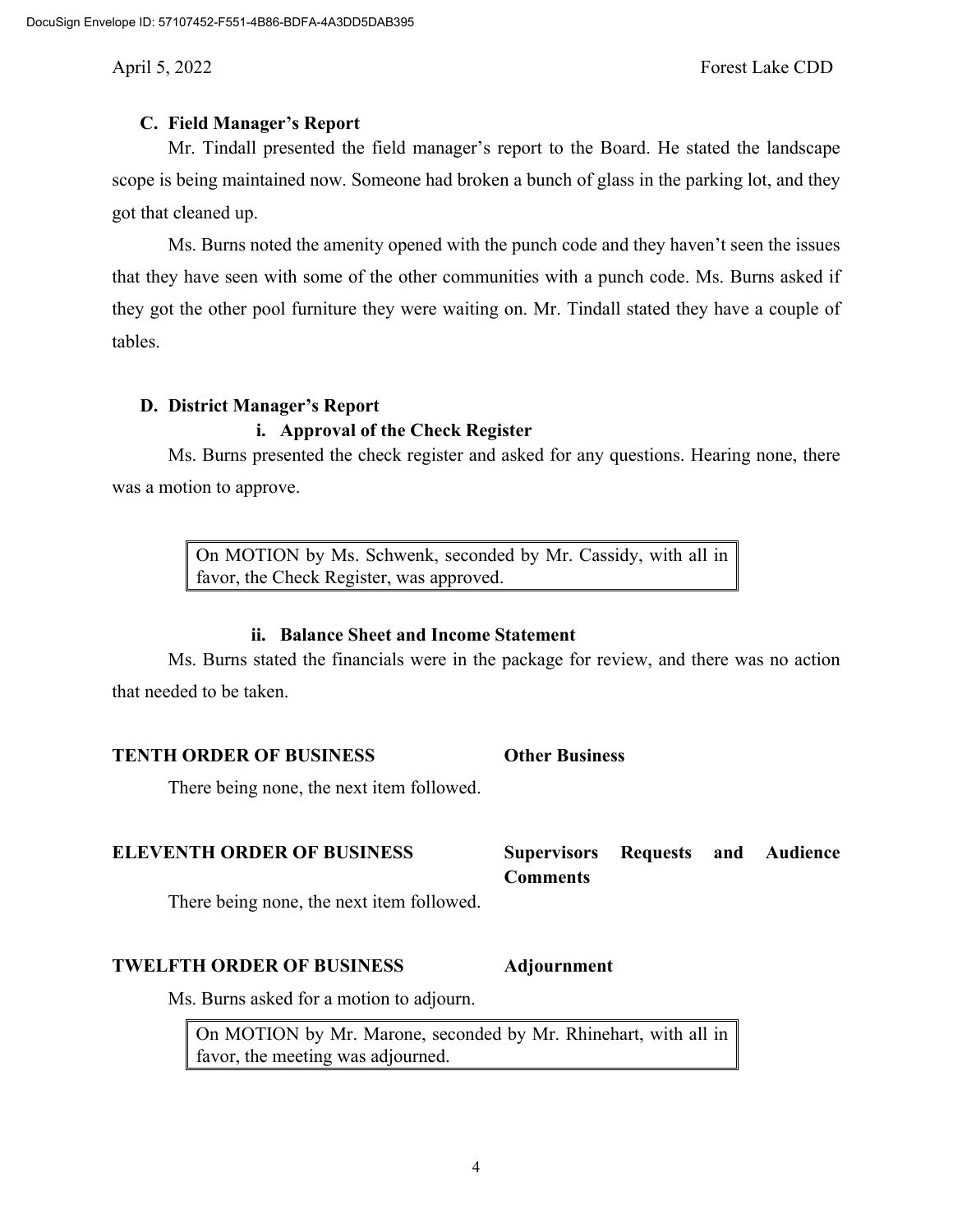### C. Field Manager's Report

Mr. Tindall presented the field manager's report to the Board. He stated the landscape scope is being maintained now. Someone had broken a bunch of glass in the parking lot, and they got that cleaned up.

Ms. Burns noted the amenity opened with the punch code and they haven't seen the issues that they have seen with some of the other communities with a punch code. Ms. Burns asked if they got the other pool furniture they were waiting on. Mr. Tindall stated they have a couple of tables.

### D. District Manager's Report

#### i. Approval of the Check Register

Ms. Burns presented the check register and asked for any questions. Hearing none, there was a motion to approve.

> On MOTION by Ms. Schwenk, seconded by Mr. Cassidy, with all in favor, the Check Register, was approved.

#### ii. Balance Sheet and Income Statement

Ms. Burns stated the financials were in the package for review, and there was no action that needed to be taken.

**TENTH ORDER OF BUSINESS** **Other Business**

There being none, the next item followed.

**ELEVENTH ORDER OF BUSINESS** **Supervisors Requests and Audience Comments**

There being none, the next item followed.

**TWELFTH ORDER OF BUSINESS** **Adjournment**

Ms. Burns asked for a motion to adjourn.

> On MOTION by Mr. Marone, seconded by Mr. Rhinehart, with all in favor, the meeting was adjourned.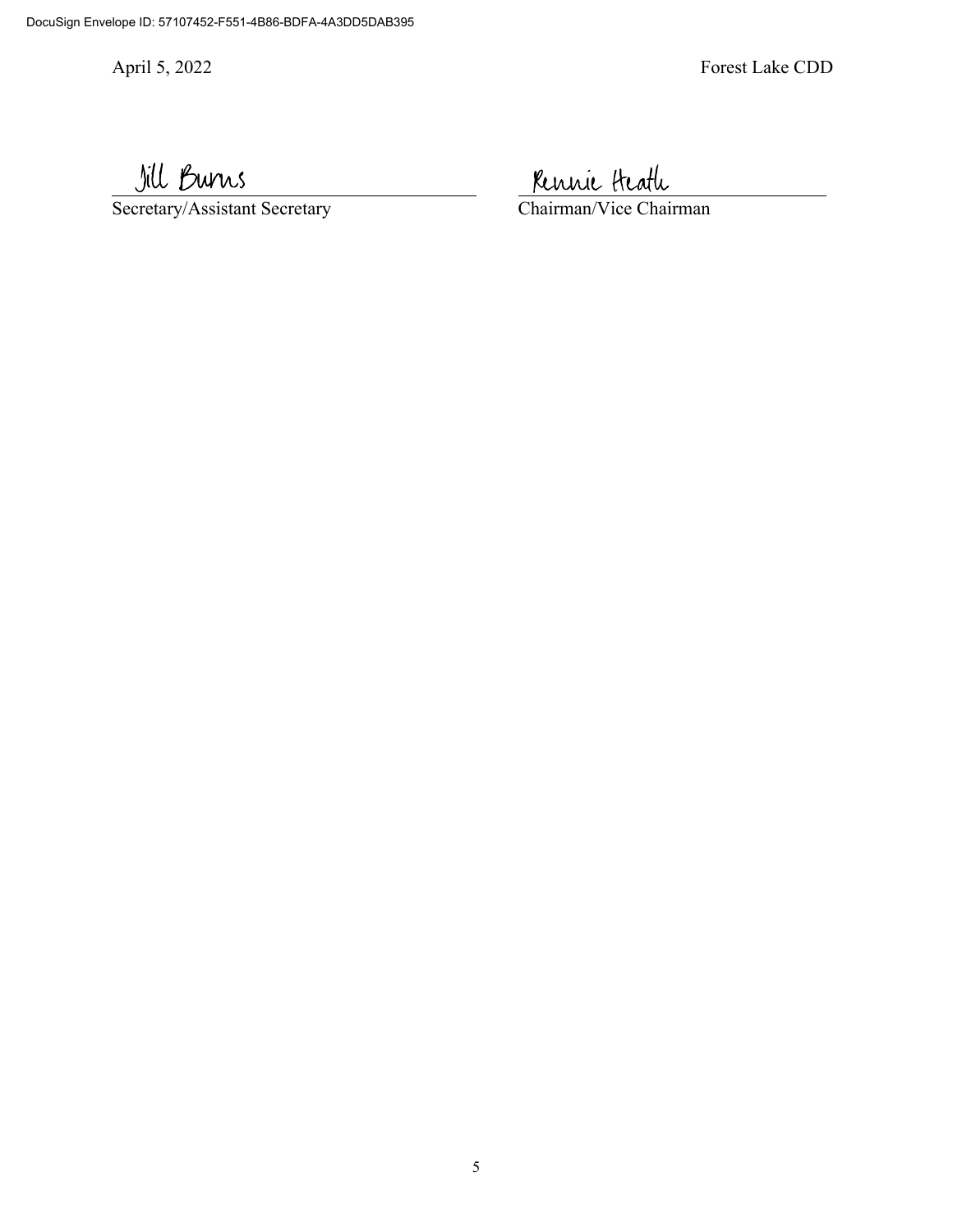DocuSign Envelope ID: 57107452-F551-4B86-BDFA-4A3DD5DAB395

April 5, 2022 Forest Lake CDD

Jill Burns
Secretary/Assistant Secretary

Rennie Heath
Chairman/Vice Chairman